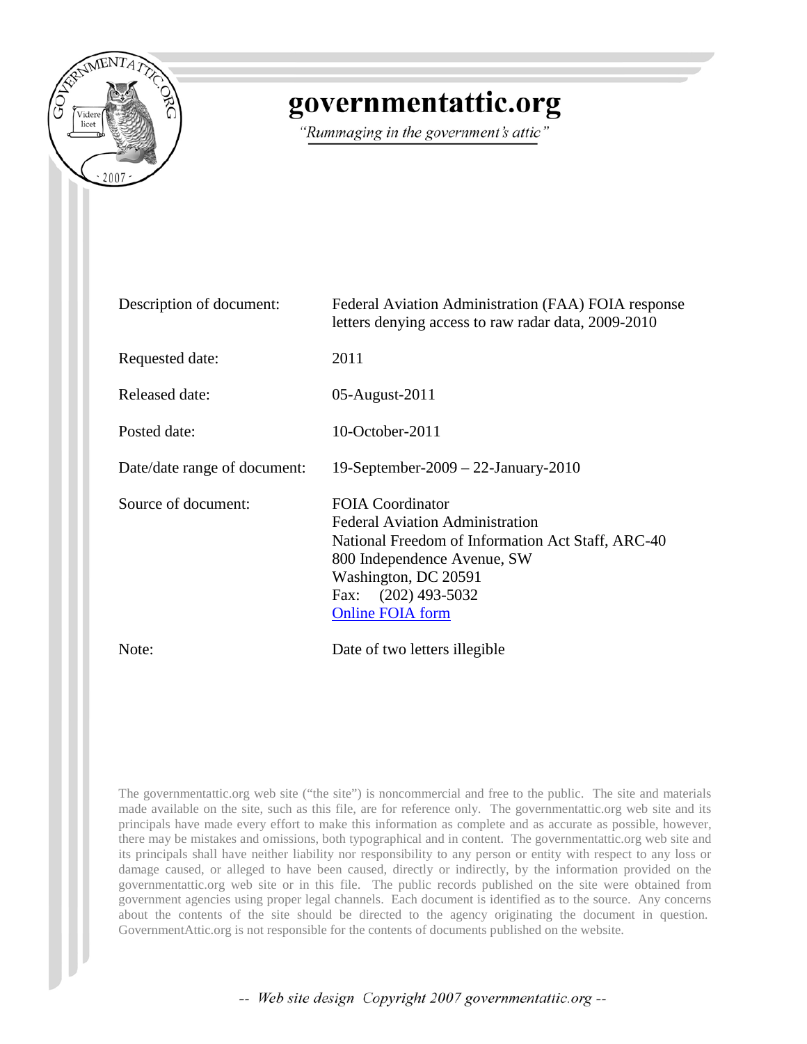# governmentattic.org

*"Rummaging in the government's attic"*

| | |
|---|---|
| Description of document: | Federal Aviation Administration (FAA) FOIA response letters denying access to raw radar data, 2009-2010 |
| Requested date: | 2011 |
| Released date: | 05-August-2011 |
| Posted date: | 10-October-2011 |
| Date/date range of document: | 19-September-2009 – 22-January-2010 |
| Source of document: | FOIA Coordinator<br>Federal Aviation Administration<br>National Freedom of Information Act Staff, ARC-40<br>800 Independence Avenue, SW<br>Washington, DC 20591<br>Fax: (202) 493-5032<br>Online FOIA form |
| Note: | Date of two letters illegible |

The governmentattic.org web site ("the site") is noncommercial and free to the public. The site and materials made available on the site, such as this file, are for reference only. The governmentattic.org web site and its principals have made every effort to make this information as complete and as accurate as possible, however, there may be mistakes and omissions, both typographical and in content. The governmentattic.org web site and its principals shall have neither liability nor responsibility to any person or entity with respect to any loss or damage caused, or alleged to have been caused, directly or indirectly, by the information provided on the governmentattic.org web site or in this file. The public records published on the site were obtained from government agencies using proper legal channels. Each document is identified as to the source. Any concerns about the contents of the site should be directed to the agency originating the document in question. GovernmentAttic.org is not responsible for the contents of documents published on the website.

-- Web site design Copyright 2007 governmentattic.org --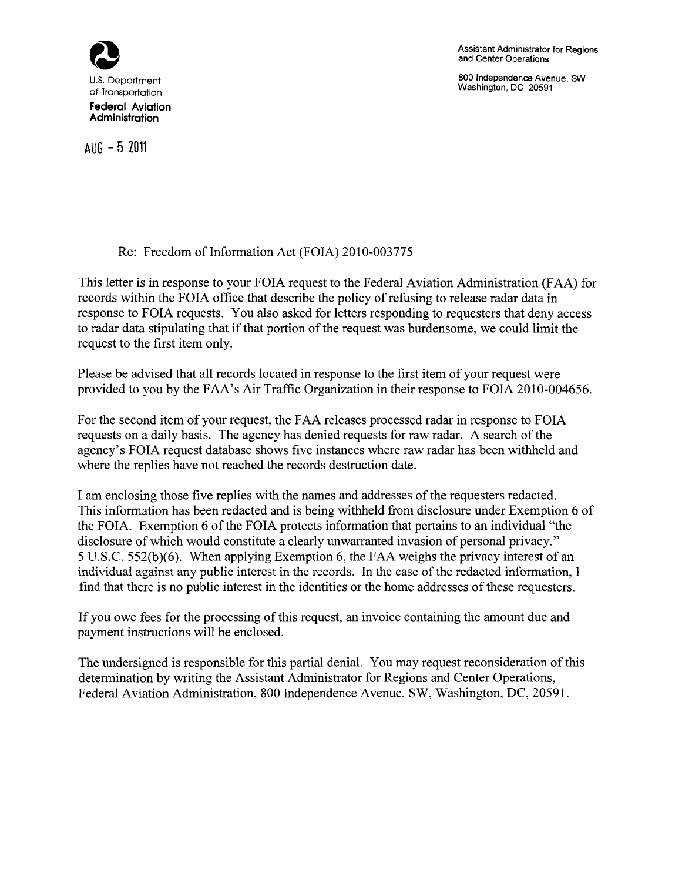U.S. Department of Transportation

**Federal Aviation Administration**

Assistant Administrator for Regions and Center Operations

800 Independence Avenue, SW
Washington, DC 20591

AUG - 5 2011

Re: Freedom of Information Act (FOIA) 2010-003775

This letter is in response to your FOIA request to the Federal Aviation Administration (FAA) for records within the FOIA office that describe the policy of refusing to release radar data in response to FOIA requests. You also asked for letters responding to requesters that deny access to radar data stipulating that if that portion of the request was burdensome, we could limit the request to the first item only.

Please be advised that all records located in response to the first item of your request were provided to you by the FAA's Air Traffic Organization in their response to FOIA 2010-004656.

For the second item of your request, the FAA releases processed radar in response to FOIA requests on a daily basis. The agency has denied requests for raw radar. A search of the agency's FOIA request database shows five instances where raw radar has been withheld and where the replies have not reached the records destruction date.

I am enclosing those five replies with the names and addresses of the requesters redacted. This information has been redacted and is being withheld from disclosure under Exemption 6 of the FOIA. Exemption 6 of the FOIA protects information that pertains to an individual "the disclosure of which would constitute a clearly unwarranted invasion of personal privacy." 5 U.S.C. 552(b)(6). When applying Exemption 6, the FAA weighs the privacy interest of an individual against any public interest in the records. In the case of the redacted information, I find that there is no public interest in the identities or the home addresses of these requesters.

If you owe fees for the processing of this request, an invoice containing the amount due and payment instructions will be enclosed.

The undersigned is responsible for this partial denial. You may request reconsideration of this determination by writing the Assistant Administrator for Regions and Center Operations, Federal Aviation Administration, 800 Independence Avenue. SW, Washington, DC, 20591.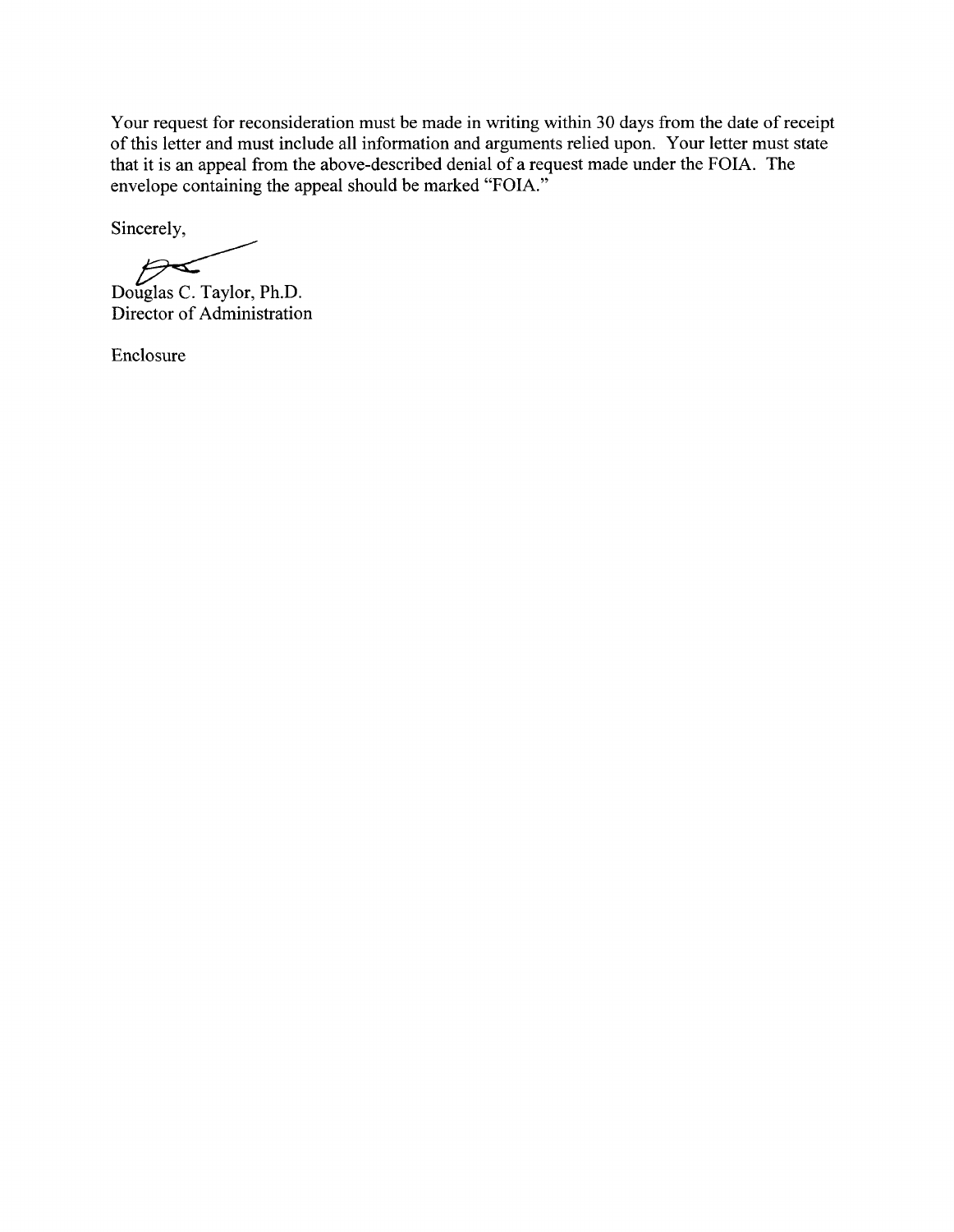Your request for reconsideration must be made in writing within 30 days from the date of receipt of this letter and must include all information and arguments relied upon. Your letter must state that it is an appeal from the above-described denial of a request made under the FOIA. The envelope containing the appeal should be marked "FOIA."

Sincerely,

Douglas C. Taylor, Ph.D.
Director of Administration

Enclosure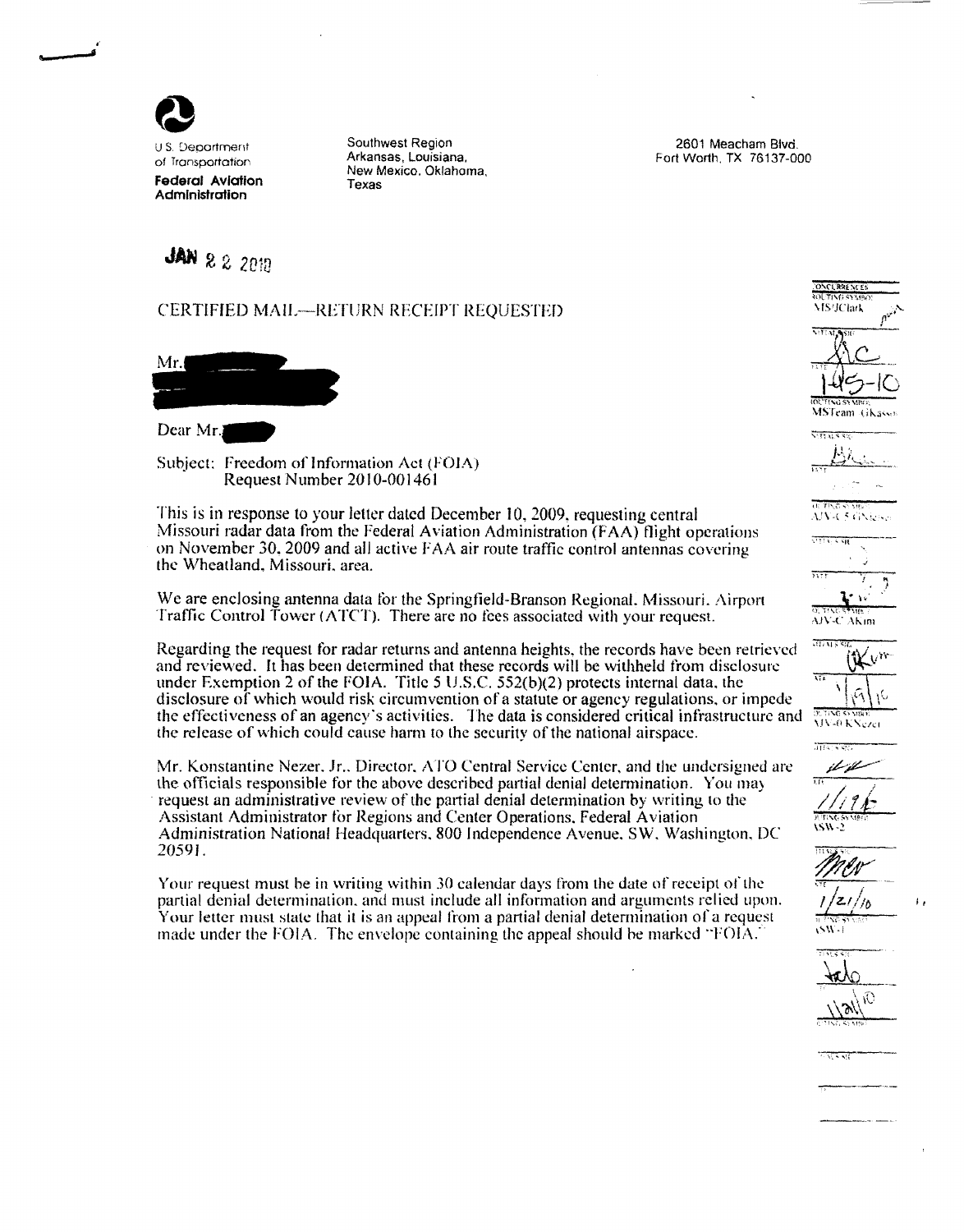U.S. Department of Transportation
**Federal Aviation Administration**

Southwest Region
Arkansas, Louisiana, New Mexico, Oklahoma, Texas

2601 Meacham Blvd.
Fort Worth, TX 76137-000

**JAN 22 2010**

CERTIFIED MAIL—RETURN RECEIPT REQUESTED

Mr.

Dear Mr.

Subject: Freedom of Information Act (FOIA)
Request Number 2010-001461

This is in response to your letter dated December 10, 2009, requesting central Missouri radar data from the Federal Aviation Administration (FAA) flight operations on November 30, 2009 and all active FAA air route traffic control antennas covering the Wheatland, Missouri, area.

We are enclosing antenna data for the Springfield-Branson Regional, Missouri, Airport Traffic Control Tower (ATCT). There are no fees associated with your request.

Regarding the request for radar returns and antenna heights, the records have been retrieved and reviewed. It has been determined that these records will be withheld from disclosure under Exemption 2 of the FOIA. Title 5 U.S.C. 552(b)(2) protects internal data, the disclosure of which would risk circumvention of a statute or agency regulations, or impede the effectiveness of an agency's activities. The data is considered critical infrastructure and the release of which could cause harm to the security of the national airspace.

Mr. Konstantine Nezer, Jr., Director, ATO Central Service Center, and the undersigned are the officials responsible for the above described partial denial determination. You may request an administrative review of the partial denial determination by writing to the Assistant Administrator for Regions and Center Operations, Federal Aviation Administration National Headquarters, 800 Independence Avenue, SW, Washington, DC 20591.

Your request must be in writing within 30 calendar days from the date of receipt of the partial denial determination, and must include all information and arguments relied upon. Your letter must state that it is an appeal from a partial denial determination of a request made under the FOIA. The envelope containing the appeal should be marked "FOIA."

CONCURRENCES
ROUTING SYMBOL: MS/JClark
INITIALS/SIG: JC
DATE: 1-15-10
ROUTING SYMBOL: MSTeam GKass
ROUTING SYMBOL: AJV-C5 GKass
ROUTING SYMBOL: AJV-C AKim
DATE: 1/19/10
ROUTING SYMBOL: AJV-0 KNezer
DATE: 1/19/10
ROUTING SYMBOL: ASW-2
DATE: 1/21/10
ROUTING SYMBOL: ASW-1
DATE: 1/21/10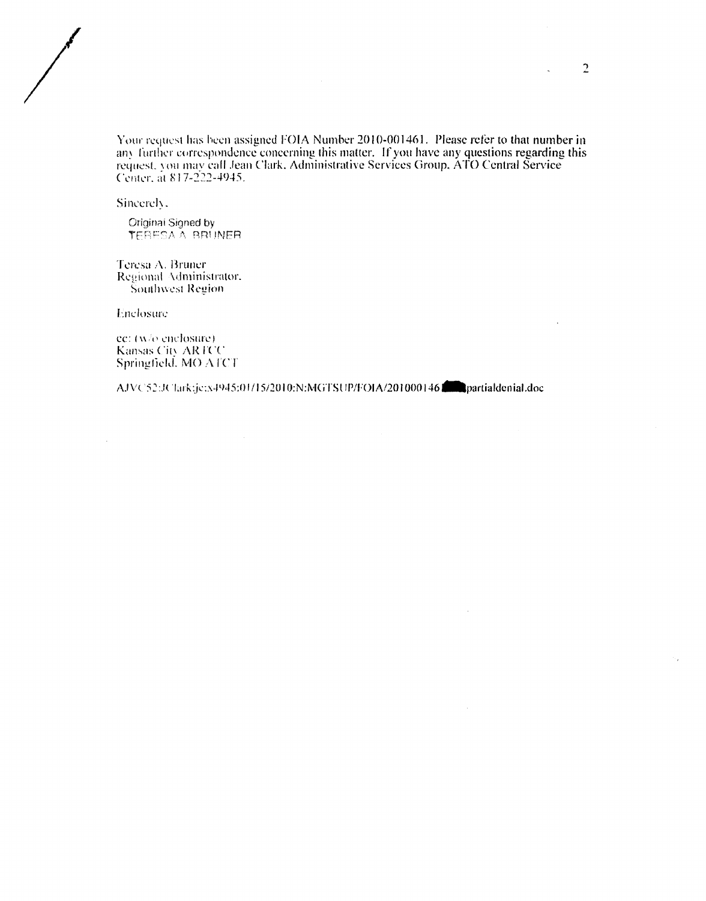Your request has been assigned FOIA Number 2010-001461. Please refer to that number in any further correspondence concerning this matter. If you have any questions regarding this request, you may call Jean Clark, Administrative Services Group, ATO Central Service Center, at 817-222-4945.

Sincerely,

Original Signed by
TERESA A. BRUNER

Teresa A. Bruner
Regional Administrator,
Southwest Region

Enclosure

cc: (w/o enclosure)
Kansas City ARTCC
Springfield, MO ATCT

AJVC52:JClark:jc:x4945:01/15/2010:N:MGTSUP/FOIA/201000146 partialdenial.doc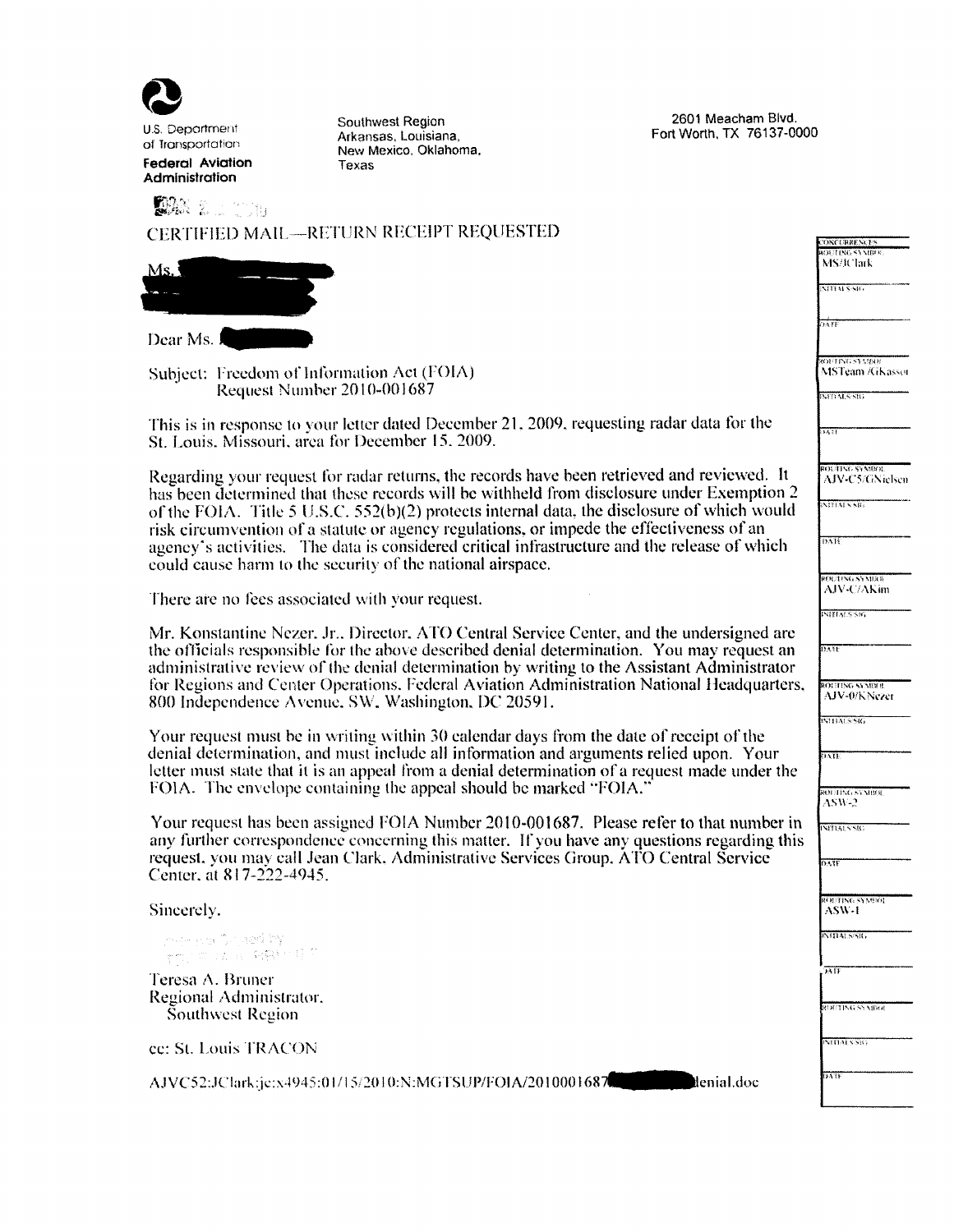U.S. Department of Transportation
**Federal Aviation Administration**

Southwest Region
Arkansas, Louisiana,
New Mexico, Oklahoma,
Texas

2601 Meacham Blvd.
Fort Worth, TX 76137-0000

CERTIFIED MAIL—RETURN RECEIPT REQUESTED

Ms. [redacted]
[redacted]

Dear Ms. [redacted]

Subject: Freedom of Information Act (FOIA)
Request Number 2010-001687

This is in response to your letter dated December 21, 2009, requesting radar data for the St. Louis, Missouri, area for December 15, 2009.

Regarding your request for radar returns, the records have been retrieved and reviewed. It has been determined that these records will be withheld from disclosure under Exemption 2 of the FOIA. Title 5 U.S.C. 552(b)(2) protects internal data, the disclosure of which would risk circumvention of a statute or agency regulations, or impede the effectiveness of an agency's activities. The data is considered critical infrastructure and the release of which could cause harm to the security of the national airspace.

There are no fees associated with your request.

Mr. Konstantine Nezer, Jr., Director, ATO Central Service Center, and the undersigned are the officials responsible for the above described denial determination. You may request an administrative review of the denial determination by writing to the Assistant Administrator for Regions and Center Operations, Federal Aviation Administration National Headquarters, 800 Independence Avenue, SW, Washington, DC 20591.

Your request must be in writing within 30 calendar days from the date of receipt of the denial determination, and must include all information and arguments relied upon. Your letter must state that it is an appeal from a denial determination of a request made under the FOIA. The envelope containing the appeal should be marked "FOIA."

Your request has been assigned FOIA Number 2010-001687. Please refer to that number in any further correspondence concerning this matter. If you have any questions regarding this request, you may call Jean Clark, Administrative Services Group, ATO Central Service Center, at 817-222-4945.

Sincerely,

Teresa A. Bruner
Regional Administrator,
Southwest Region

cc: St. Louis TRACON

AJVC52:JClark:jc:x4945:01/15/2010:N:MGTSUP/FOIA/2010001687[redacted]denial.doc

| CONCURRENCES | |
|---|---|
| ROUTING SYMBOL | MS/JClark |
| INITIALS/SIG | |
| DATE | |
| ROUTING SYMBOL | MSTeam/GKasser |
| INITIALS/SIG | |
| DATE | |
| ROUTING SYMBOL | AJV-C5/GNielsen |
| INITIALS/SIG | |
| DATE | |
| ROUTING SYMBOL | AJV-C/AKim |
| INITIALS/SIG | |
| DATE | |
| ROUTING SYMBOL | AJV-0/KNezer |
| INITIALS/SIG | |
| DATE | |
| ROUTING SYMBOL | ASW-2 |
| INITIALS/SIG | |
| DATE | |
| ROUTING SYMBOL | ASW-1 |
| INITIALS/SIG | |
| DATE | |
| ROUTING SYMBOL | |
| INITIALS/SIG | |
| DATE | |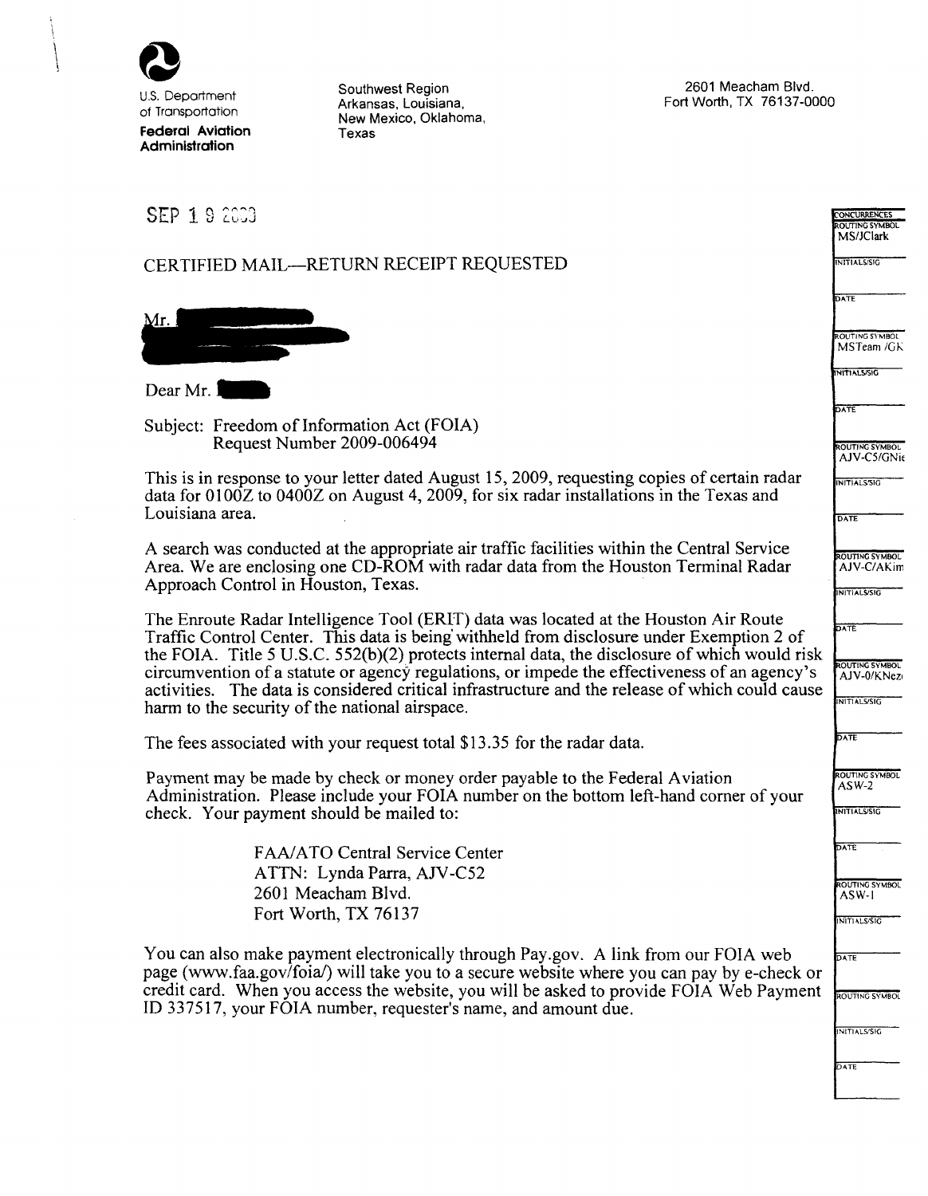U.S. Department of Transportation
**Federal Aviation Administration**

Southwest Region
Arkansas, Louisiana,
New Mexico, Oklahoma,
Texas

2601 Meacham Blvd.
Fort Worth, TX 76137-0000

SEP 1 9 2009

CERTIFIED MAIL—RETURN RECEIPT REQUESTED

Mr. [redacted]
[redacted]

Dear Mr. [redacted]

Subject: Freedom of Information Act (FOIA)
Request Number 2009-006494

This is in response to your letter dated August 15, 2009, requesting copies of certain radar data for 0100Z to 0400Z on August 4, 2009, for six radar installations in the Texas and Louisiana area.

A search was conducted at the appropriate air traffic facilities within the Central Service Area. We are enclosing one CD-ROM with radar data from the Houston Terminal Radar Approach Control in Houston, Texas.

The Enroute Radar Intelligence Tool (ERIT) data was located at the Houston Air Route Traffic Control Center. This data is being withheld from disclosure under Exemption 2 of the FOIA. Title 5 U.S.C. 552(b)(2) protects internal data, the disclosure of which would risk circumvention of a statute or agency regulations, or impede the effectiveness of an agency's activities. The data is considered critical infrastructure and the release of which could cause harm to the security of the national airspace.

The fees associated with your request total $13.35 for the radar data.

Payment may be made by check or money order payable to the Federal Aviation Administration. Please include your FOIA number on the bottom left-hand corner of your check. Your payment should be mailed to:

> FAA/ATO Central Service Center
> ATTN: Lynda Parra, AJV-C52
> 2601 Meacham Blvd.
> Fort Worth, TX 76137

You can also make payment electronically through Pay.gov. A link from our FOIA web page (www.faa.gov/foia/) will take you to a secure website where you can pay by e-check or credit card. When you access the website, you will be asked to provide FOIA Web Payment ID 337517, your FOIA number, requester's name, and amount due.

| CONCURRENCES | | |
|---|---|---|
| ROUTING SYMBOL | INITIALS/SIG | DATE |
| MS/JClark | | |
| MSTeam /GK | | |
| AJV-C5/GNie | | |
| AJV-C/AKim | | |
| AJV-0/KNez | | |
| ASW-2 | | |
| ASW-1 | | |
| | | |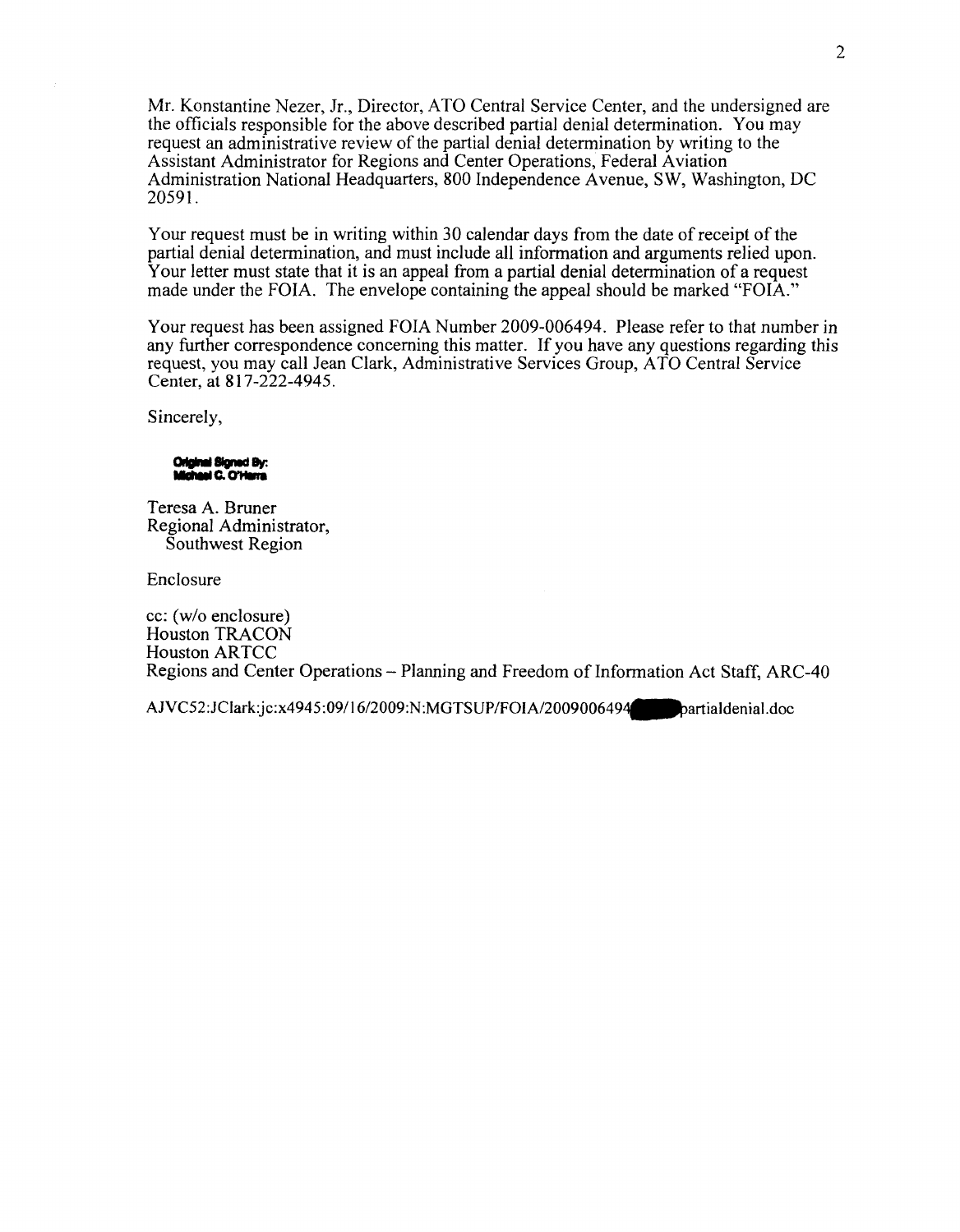Mr. Konstantine Nezer, Jr., Director, ATO Central Service Center, and the undersigned are the officials responsible for the above described partial denial determination. You may request an administrative review of the partial denial determination by writing to the Assistant Administrator for Regions and Center Operations, Federal Aviation Administration National Headquarters, 800 Independence Avenue, SW, Washington, DC 20591.

Your request must be in writing within 30 calendar days from the date of receipt of the partial denial determination, and must include all information and arguments relied upon. Your letter must state that it is an appeal from a partial denial determination of a request made under the FOIA. The envelope containing the appeal should be marked "FOIA."

Your request has been assigned FOIA Number 2009-006494. Please refer to that number in any further correspondence concerning this matter. If you have any questions regarding this request, you may call Jean Clark, Administrative Services Group, ATO Central Service Center, at 817-222-4945.

Sincerely,

**Original Signed By:**
**Michael C. O'Harra**

Teresa A. Bruner
Regional Administrator,
Southwest Region

Enclosure

cc: (w/o enclosure)
Houston TRACON
Houston ARTCC
Regions and Center Operations – Planning and Freedom of Information Act Staff, ARC-40

AJVC52:JClark:jc:x4945:09/16/2009:N:MGTSUP/FOIA/2009006494 partialdenial.doc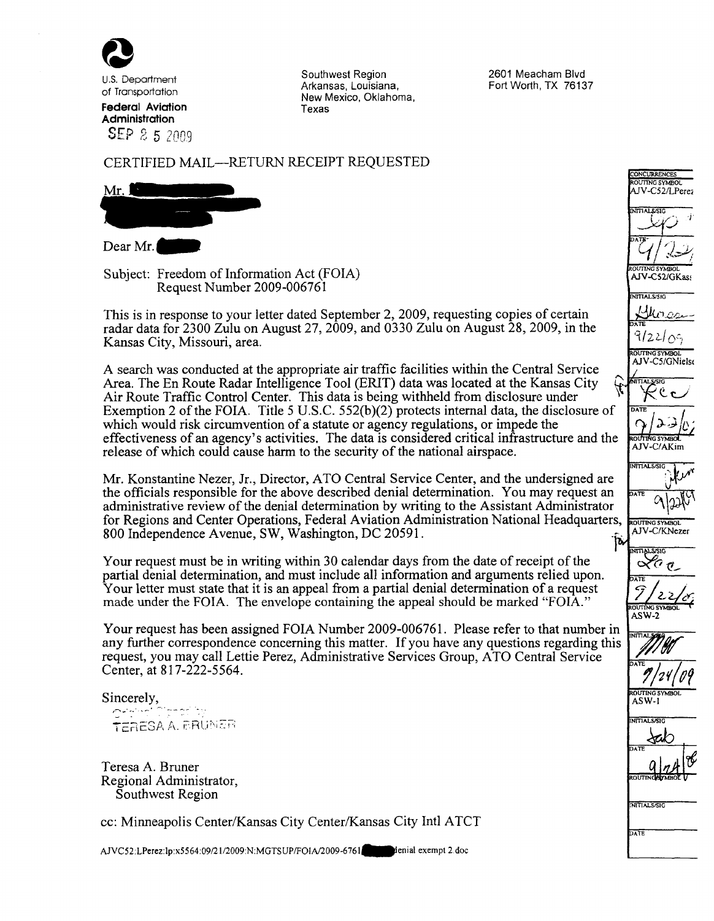U.S. Department of Transportation
**Federal Aviation Administration**

SEP 25 2009

Southwest Region
Arkansas, Louisiana, New Mexico, Oklahoma, Texas

2601 Meacham Blvd
Fort Worth, TX 76137

CERTIFIED MAIL—RETURN RECEIPT REQUESTED

Mr.

Dear Mr.

Subject: Freedom of Information Act (FOIA) Request Number 2009-006761

This is in response to your letter dated September 2, 2009, requesting copies of certain radar data for 2300 Zulu on August 27, 2009, and 0330 Zulu on August 28, 2009, in the Kansas City, Missouri, area.

A search was conducted at the appropriate air traffic facilities within the Central Service Area. The En Route Radar Intelligence Tool (ERIT) data was located at the Kansas City Air Route Traffic Control Center. This data is being withheld from disclosure under Exemption 2 of the FOIA. Title 5 U.S.C. 552(b)(2) protects internal data, the disclosure of which would risk circumvention of a statute or agency regulations, or impede the effectiveness of an agency's activities. The data is considered critical infrastructure and the release of which could cause harm to the security of the national airspace.

Mr. Konstantine Nezer, Jr., Director, ATO Central Service Center, and the undersigned are the officials responsible for the above described denial determination. You may request an administrative review of the denial determination by writing to the Assistant Administrator for Regions and Center Operations, Federal Aviation Administration National Headquarters, 800 Independence Avenue, SW, Washington, DC 20591.

Your request must be in writing within 30 calendar days from the date of receipt of the partial denial determination, and must include all information and arguments relied upon. Your letter must state that it is an appeal from a partial denial determination of a request made under the FOIA. The envelope containing the appeal should be marked "FOIA."

Your request has been assigned FOIA Number 2009-006761. Please refer to that number in any further correspondence concerning this matter. If you have any questions regarding this request, you may call Lettie Perez, Administrative Services Group, ATO Central Service Center, at 817-222-5564.

Sincerely,

Original Signed by
TERESA A. BRUNER

Teresa A. Bruner
Regional Administrator,
Southwest Region

cc: Minneapolis Center/Kansas City Center/Kansas City Intl ATCT

AJVC52:LPerez:lp:x5564:09/21/2009:N:MGTSUP/FOIA/2009-6761 denial exempt 2.doc

| CONCURRENCES | |
|---|---|
| ROUTING SYMBOL | AJV-C52/LPerez |
| INITIALS/SIG | |
| DATE | 9/22 |
| ROUTING SYMBOL | AJV-C52/GKass |
| INITIALS/SIG | |
| DATE | 9/22/09 |
| ROUTING SYMBOL | AJV-C5/GNielsen |
| INITIALS/SIG | |
| DATE | 9/22/09 |
| ROUTING SYMBOL | AJV-C/AKim |
| INITIALS/SIG | |
| DATE | 9/22/09 |
| ROUTING SYMBOL | AJV-C/KNezer |
| INITIALS/SIG | |
| DATE | 9/22/09 |
| ROUTING SYMBOL | ASW-2 |
| INITIALS/SIG | |
| DATE | 9/24/09 |
| ROUTING SYMBOL | ASW-1 |
| INITIALS/SIG | |
| DATE | 9/24/09 |
| ROUTING SYMBOL | |
| INITIALS/SIG | |
| DATE | |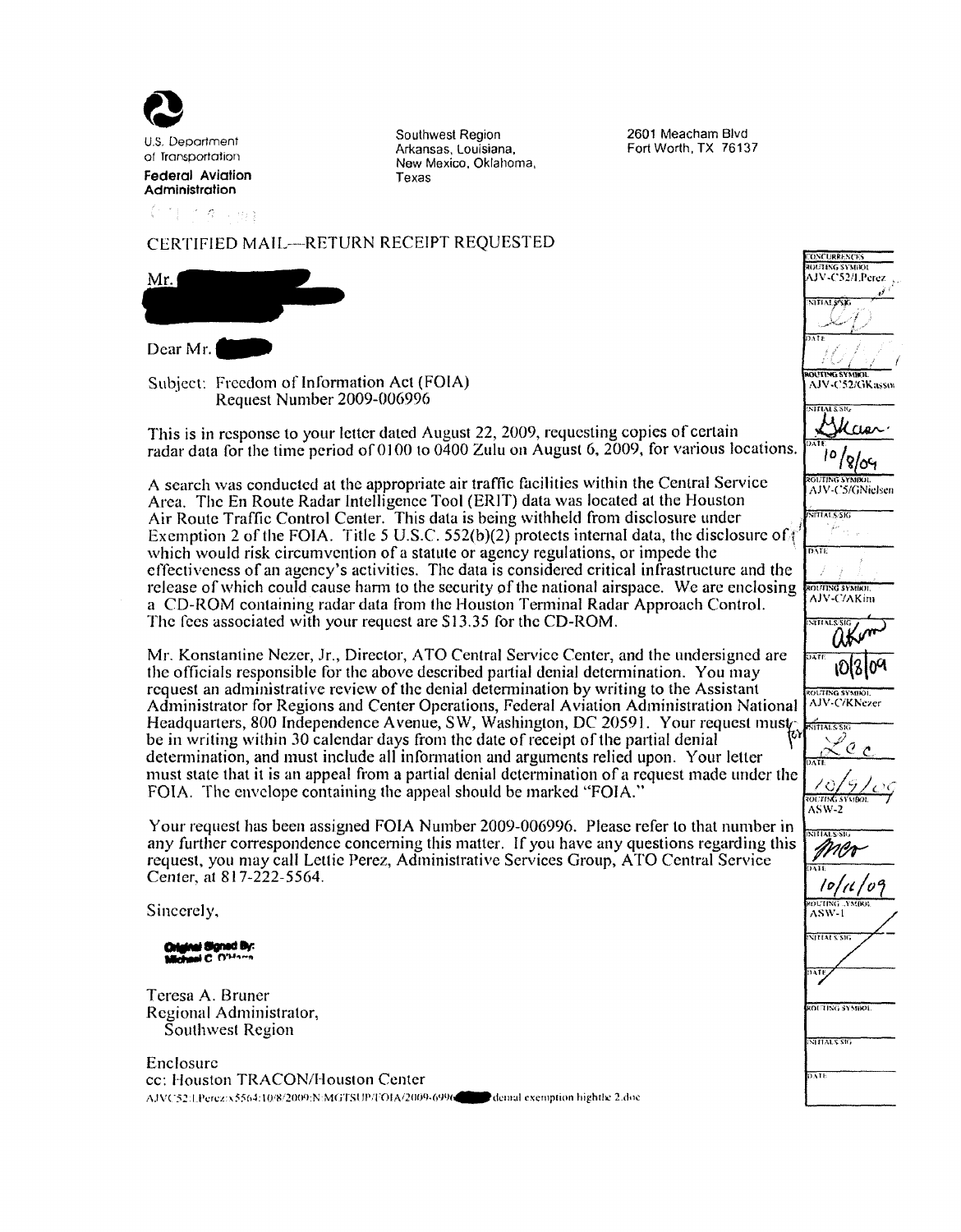U.S. Department of Transportation
**Federal Aviation Administration**

Southwest Region
Arkansas, Louisiana, New Mexico, Oklahoma, Texas

2601 Meacham Blvd
Fort Worth, TX 76137

CERTIFIED MAIL—RETURN RECEIPT REQUESTED

Mr.

Dear Mr.

Subject: Freedom of Information Act (FOIA)
Request Number 2009-006996

This is in response to your letter dated August 22, 2009, requesting copies of certain radar data for the time period of 0100 to 0400 Zulu on August 6, 2009, for various locations.

A search was conducted at the appropriate air traffic facilities within the Central Service Area. The En Route Radar Intelligence Tool (ERIT) data was located at the Houston Air Route Traffic Control Center. This data is being withheld from disclosure under Exemption 2 of the FOIA. Title 5 U.S.C. 552(b)(2) protects internal data, the disclosure of which would risk circumvention of a statute or agency regulations, or impede the effectiveness of an agency's activities. The data is considered critical infrastructure and the release of which could cause harm to the security of the national airspace. We are enclosing a CD-ROM containing radar data from the Houston Terminal Radar Approach Control. The fees associated with your request are $13.35 for the CD-ROM.

Mr. Konstantine Nezer, Jr., Director, ATO Central Service Center, and the undersigned are the officials responsible for the above described partial denial determination. You may request an administrative review of the denial determination by writing to the Assistant Administrator for Regions and Center Operations, Federal Aviation Administration National Headquarters, 800 Independence Avenue, SW, Washington, DC 20591. Your request must be in writing within 30 calendar days from the date of receipt of the partial denial determination, and must include all information and arguments relied upon. Your letter must state that it is an appeal from a partial denial determination of a request made under the FOIA. The envelope containing the appeal should be marked "FOIA."

Your request has been assigned FOIA Number 2009-006996. Please refer to that number in any further correspondence concerning this matter. If you have any questions regarding this request, you may call Lettie Perez, Administrative Services Group, ATO Central Service Center, at 817-222-5564.

Sincerely,

Original Signed By:
Michael C. O'Hara

Teresa A. Bruner
Regional Administrator,
Southwest Region

Enclosure
cc: Houston TRACON/Houston Center
AJVC52:LPerez:x5564:10/8/2009:N:MGTSUP/FOIA/2009-6996 denial exemption highthe 2.doc

| CONCURRENCES | |
|---|---|
| ROUTING SYMBOL | AJV-C52/LPerez |
| INITIALS/SIG | |
| DATE | 10/ |
| ROUTING SYMBOL | AJV-C52/GKasson |
| INITIALS/SIG | GKasson |
| DATE | 10/8/09 |
| ROUTING SYMBOL | AJV-C5/GNielsen |
| INITIALS/SIG | |
| DATE | |
| ROUTING SYMBOL | AJV-C7/AKim |
| INITIALS/SIG | AKim |
| DATE | 10/8/09 |
| ROUTING SYMBOL | AJV-C/KNezer |
| INITIALS/SIG | Lec |
| DATE | 10/9/09 |
| ROUTING SYMBOL | ASW-2 |
| INITIALS/SIG | mer |
| DATE | 10/16/09 |
| ROUTING SYMBOL | ASW-1 |
| INITIALS/SIG | |
| DATE | |
| ROUTING SYMBOL | |
| INITIALS/SIG | |
| DATE | |